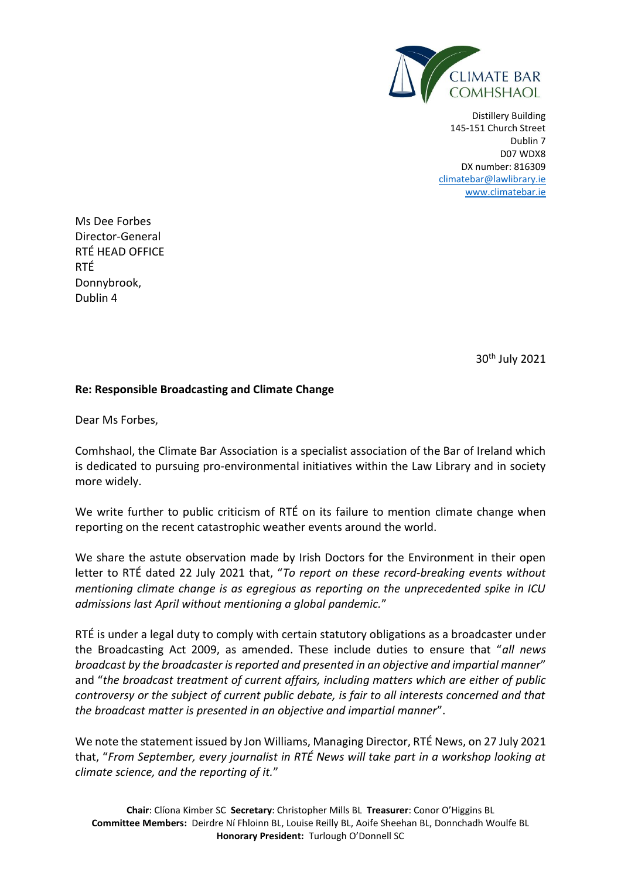CLIMATE BAR
COMHSHAOL

Distillery Building
145-151 Church Street
Dublin 7
D07 WDX8
DX number: 816309
[climatebar@lawlibrary.ie](mailto:climatebar@lawlibrary.ie)
[www.climatebar.ie](http://www.climatebar.ie)

Ms Dee Forbes
Director-General
RTÉ HEAD OFFICE
RTÉ
Donnybrook,
Dublin 4

30th July 2021

**Re: Responsible Broadcasting and Climate Change**

Dear Ms Forbes,

Comhshaol, the Climate Bar Association is a specialist association of the Bar of Ireland which is dedicated to pursuing pro-environmental initiatives within the Law Library and in society more widely.

We write further to public criticism of RTÉ on its failure to mention climate change when reporting on the recent catastrophic weather events around the world.

We share the astute observation made by Irish Doctors for the Environment in their open letter to RTÉ dated 22 July 2021 that, "*To report on these record-breaking events without mentioning climate change is as egregious as reporting on the unprecedented spike in ICU admissions last April without mentioning a global pandemic.*"

RTÉ is under a legal duty to comply with certain statutory obligations as a broadcaster under the Broadcasting Act 2009, as amended. These include duties to ensure that "*all news broadcast by the broadcaster is reported and presented in an objective and impartial manner*" and "*the broadcast treatment of current affairs, including matters which are either of public controversy or the subject of current public debate, is fair to all interests concerned and that the broadcast matter is presented in an objective and impartial manner*".

We note the statement issued by Jon Williams, Managing Director, RTÉ News, on 27 July 2021 that, "*From September, every journalist in RTÉ News will take part in a workshop looking at climate science, and the reporting of it.*"

**Chair**: Clíona Kimber SC **Secretary**: Christopher Mills BL **Treasurer**: Conor O'Higgins BL
**Committee Members:** Deirdre Ní Fhloinn BL, Louise Reilly BL, Aoife Sheehan BL, Donnchadh Woulfe BL
**Honorary President:** Turlough O'Donnell SC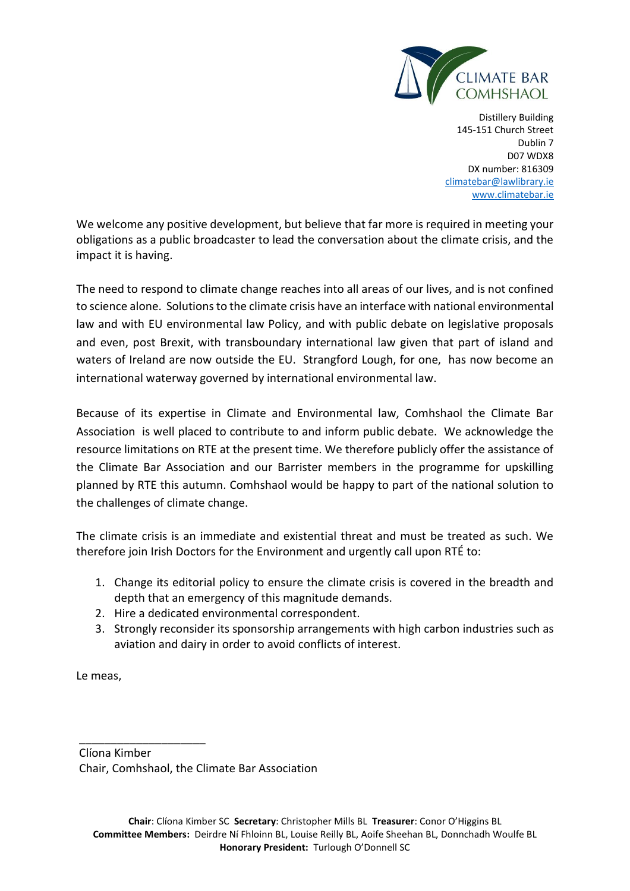CLIMATE BAR
COMHSHAOL

Distillery Building
145-151 Church Street
Dublin 7
D07 WDX8
DX number: 816309
climatebar@lawlibrary.ie
www.climatebar.ie

We welcome any positive development, but believe that far more is required in meeting your obligations as a public broadcaster to lead the conversation about the climate crisis, and the impact it is having.

The need to respond to climate change reaches into all areas of our lives, and is not confined to science alone. Solutions to the climate crisis have an interface with national environmental law and with EU environmental law Policy, and with public debate on legislative proposals and even, post Brexit, with transboundary international law given that part of island and waters of Ireland are now outside the EU. Strangford Lough, for one, has now become an international waterway governed by international environmental law.

Because of its expertise in Climate and Environmental law, Comhshaol the Climate Bar Association is well placed to contribute to and inform public debate. We acknowledge the resource limitations on RTE at the present time. We therefore publicly offer the assistance of the Climate Bar Association and our Barrister members in the programme for upskilling planned by RTE this autumn. Comhshaol would be happy to part of the national solution to the challenges of climate change.

The climate crisis is an immediate and existential threat and must be treated as such. We therefore join Irish Doctors for the Environment and urgently call upon RTÉ to:

1. Change its editorial policy to ensure the climate crisis is covered in the breadth and depth that an emergency of this magnitude demands.
2. Hire a dedicated environmental correspondent.
3. Strongly reconsider its sponsorship arrangements with high carbon industries such as aviation and dairy in order to avoid conflicts of interest.

Le meas,

\_\_\_\_\_\_\_\_\_\_\_\_\_\_\_\_\_\_\_\_

Clíona Kimber
Chair, Comhshaol, the Climate Bar Association

**Chair**: Clíona Kimber SC **Secretary**: Christopher Mills BL **Treasurer**: Conor O'Higgins BL
**Committee Members:** Deirdre Ní Fhloinn BL, Louise Reilly BL, Aoife Sheehan BL, Donnchadh Woulfe BL
**Honorary President:** Turlough O'Donnell SC